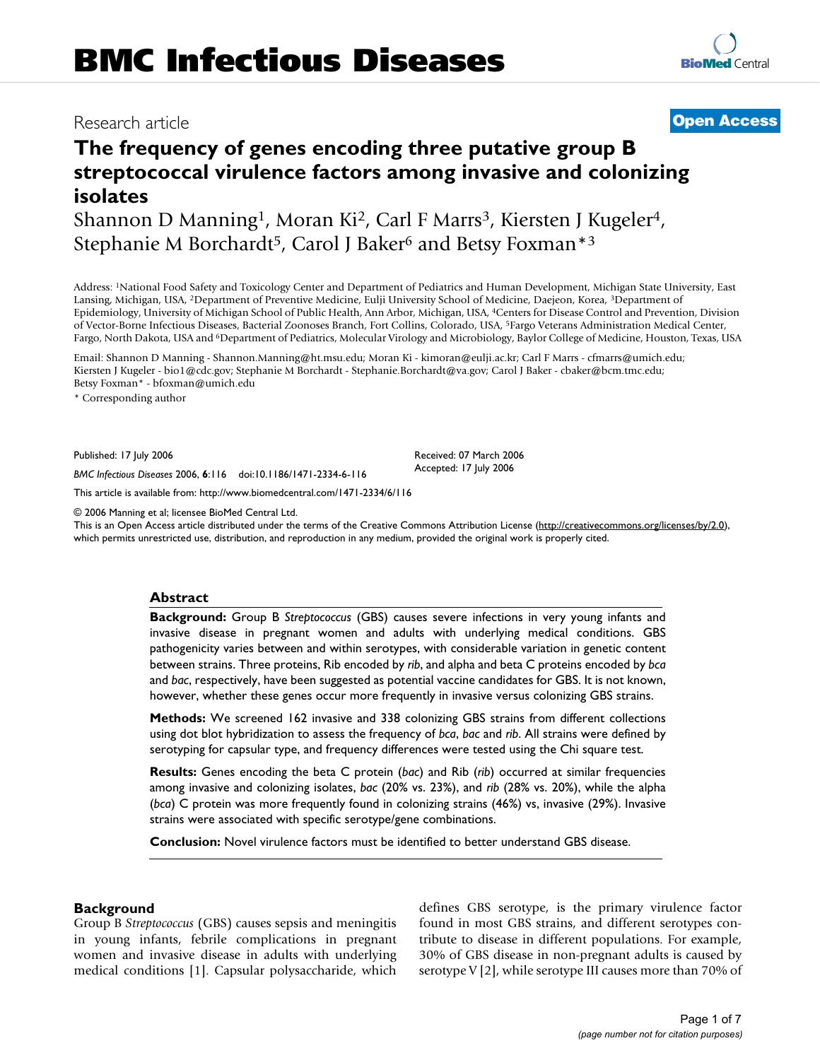# BMC Infectious Diseases

Research article

**Open Access**

# The frequency of genes encoding three putative group B streptococcal virulence factors among invasive and colonizing isolates

Shannon D Manning[1], Moran Ki[2], Carl F Marrs[3], Kiersten J Kugeler[4], Stephanie M Borchardt[5], Carol J Baker[6] and Betsy Foxman*[3]

Address: [1]National Food Safety and Toxicology Center and Department of Pediatrics and Human Development, Michigan State University, East Lansing, Michigan, USA, [2]Department of Preventive Medicine, Eulji University School of Medicine, Daejeon, Korea, [3]Department of Epidemiology, University of Michigan School of Public Health, Ann Arbor, Michigan, USA, [4]Centers for Disease Control and Prevention, Division of Vector-Borne Infectious Diseases, Bacterial Zoonoses Branch, Fort Collins, Colorado, USA, [5]Fargo Veterans Administration Medical Center, Fargo, North Dakota, USA and [6]Department of Pediatrics, Molecular Virology and Microbiology, Baylor College of Medicine, Houston, Texas, USA

Email: Shannon D Manning - Shannon.Manning@ht.msu.edu; Moran Ki - kimoran@eulji.ac.kr; Carl F Marrs - cfmarrs@umich.edu; Kiersten J Kugeler - bio1@cdc.gov; Stephanie M Borchardt - Stephanie.Borchardt@va.gov; Carol J Baker - cbaker@bcm.tmc.edu; Betsy Foxman* - bfoxman@umich.edu

\* Corresponding author

Published: 17 July 2006

*BMC Infectious Diseases* 2006, **6**:116 doi:10.1186/1471-2334-6-116

Received: 07 March 2006
Accepted: 17 July 2006

This article is available from: http://www.biomedcentral.com/1471-2334/6/116

© 2006 Manning et al; licensee BioMed Central Ltd.

This is an Open Access article distributed under the terms of the Creative Commons Attribution License (http://creativecommons.org/licenses/by/2.0), which permits unrestricted use, distribution, and reproduction in any medium, provided the original work is properly cited.

## Abstract

**Background:** Group B *Streptococcus* (GBS) causes severe infections in very young infants and invasive disease in pregnant women and adults with underlying medical conditions. GBS pathogenicity varies between and within serotypes, with considerable variation in genetic content between strains. Three proteins, Rib encoded by *rib*, and alpha and beta C proteins encoded by *bca* and *bac*, respectively, have been suggested as potential vaccine candidates for GBS. It is not known, however, whether these genes occur more frequently in invasive versus colonizing GBS strains.

**Methods:** We screened 162 invasive and 338 colonizing GBS strains from different collections using dot blot hybridization to assess the frequency of *bca*, *bac* and *rib*. All strains were defined by serotyping for capsular type, and frequency differences were tested using the Chi square test.

**Results:** Genes encoding the beta C protein (*bac*) and Rib (*rib*) occurred at similar frequencies among invasive and colonizing isolates, *bac* (20% vs. 23%), and *rib* (28% vs. 20%), while the alpha (*bca*) C protein was more frequently found in colonizing strains (46%) vs, invasive (29%). Invasive strains were associated with specific serotype/gene combinations.

**Conclusion:** Novel virulence factors must be identified to better understand GBS disease.

## Background

Group B *Streptococcus* (GBS) causes sepsis and meningitis in young infants, febrile complications in pregnant women and invasive disease in adults with underlying medical conditions [1]. Capsular polysaccharide, which defines GBS serotype, is the primary virulence factor found in most GBS strains, and different serotypes contribute to disease in different populations. For example, 30% of GBS disease in non-pregnant adults is caused by serotype V [2], while serotype III causes more than 70% of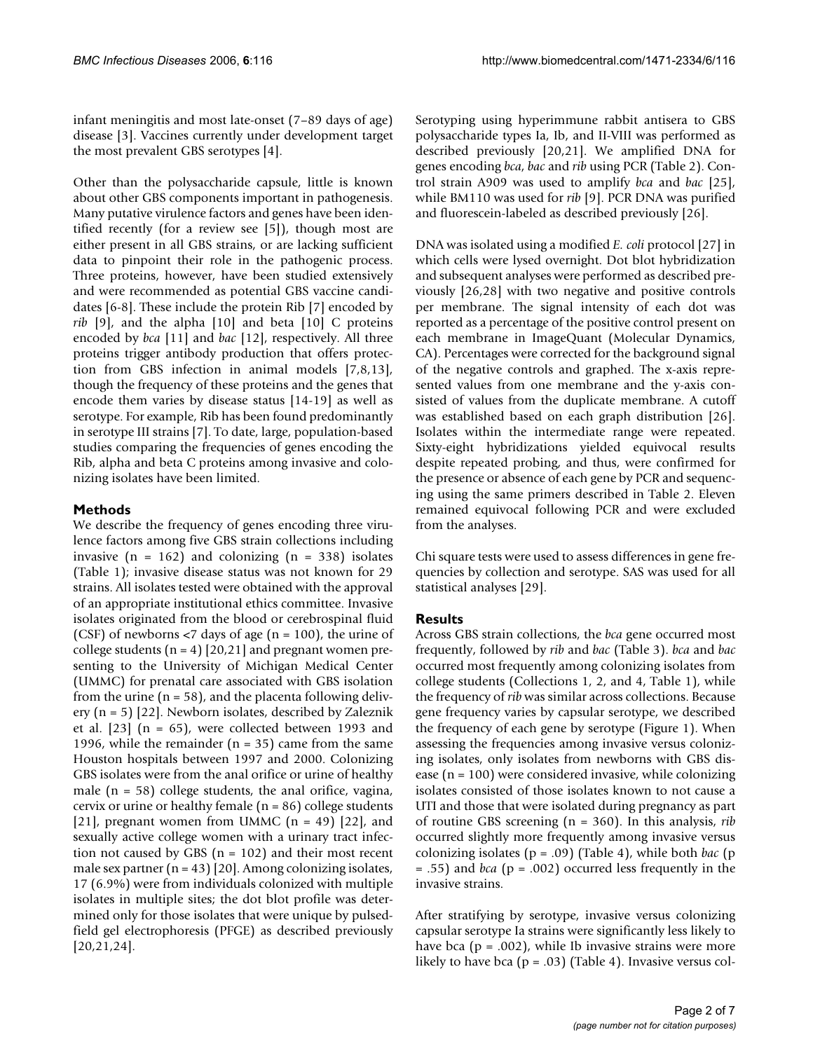infant meningitis and most late-onset (7–89 days of age) disease [3]. Vaccines currently under development target the most prevalent GBS serotypes [4].

Other than the polysaccharide capsule, little is known about other GBS components important in pathogenesis. Many putative virulence factors and genes have been identified recently (for a review see [5]), though most are either present in all GBS strains, or are lacking sufficient data to pinpoint their role in the pathogenic process. Three proteins, however, have been studied extensively and were recommended as potential GBS vaccine candidates [6-8]. These include the protein Rib [7] encoded by *rib* [9], and the alpha [10] and beta [10] C proteins encoded by *bca* [11] and *bac* [12], respectively. All three proteins trigger antibody production that offers protection from GBS infection in animal models [7,8,13], though the frequency of these proteins and the genes that encode them varies by disease status [14-19] as well as serotype. For example, Rib has been found predominantly in serotype III strains [7]. To date, large, population-based studies comparing the frequencies of genes encoding the Rib, alpha and beta C proteins among invasive and colonizing isolates have been limited.

## Methods

We describe the frequency of genes encoding three virulence factors among five GBS strain collections including invasive (n = 162) and colonizing (n = 338) isolates (Table 1); invasive disease status was not known for 29 strains. All isolates tested were obtained with the approval of an appropriate institutional ethics committee. Invasive isolates originated from the blood or cerebrospinal fluid (CSF) of newborns <7 days of age (n = 100), the urine of college students (n = 4) [20,21] and pregnant women presenting to the University of Michigan Medical Center (UMMC) for prenatal care associated with GBS isolation from the urine (n = 58), and the placenta following delivery (n = 5) [22]. Newborn isolates, described by Zaleznik et al. [23] (n = 65), were collected between 1993 and 1996, while the remainder (n = 35) came from the same Houston hospitals between 1997 and 2000. Colonizing GBS isolates were from the anal orifice or urine of healthy male (n = 58) college students, the anal orifice, vagina, cervix or urine or healthy female (n = 86) college students [21], pregnant women from UMMC (n = 49) [22], and sexually active college women with a urinary tract infection not caused by GBS (n = 102) and their most recent male sex partner (n = 43) [20]. Among colonizing isolates, 17 (6.9%) were from individuals colonized with multiple isolates in multiple sites; the dot blot profile was determined only for those isolates that were unique by pulsed-field gel electrophoresis (PFGE) as described previously [20,21,24].

Serotyping using hyperimmune rabbit antisera to GBS polysaccharide types Ia, Ib, and II-VIII was performed as described previously [20,21]. We amplified DNA for genes encoding *bca*, *bac* and *rib* using PCR (Table 2). Control strain A909 was used to amplify *bca* and *bac* [25], while BM110 was used for *rib* [9]. PCR DNA was purified and fluorescein-labeled as described previously [26].

DNA was isolated using a modified *E. coli* protocol [27] in which cells were lysed overnight. Dot blot hybridization and subsequent analyses were performed as described previously [26,28] with two negative and positive controls per membrane. The signal intensity of each dot was reported as a percentage of the positive control present on each membrane in ImageQuant (Molecular Dynamics, CA). Percentages were corrected for the background signal of the negative controls and graphed. The x-axis represented values from one membrane and the y-axis consisted of values from the duplicate membrane. A cutoff was established based on each graph distribution [26]. Isolates within the intermediate range were repeated. Sixty-eight hybridizations yielded equivocal results despite repeated probing, and thus, were confirmed for the presence or absence of each gene by PCR and sequencing using the same primers described in Table 2. Eleven remained equivocal following PCR and were excluded from the analyses.

Chi square tests were used to assess differences in gene frequencies by collection and serotype. SAS was used for all statistical analyses [29].

## Results

Across GBS strain collections, the *bca* gene occurred most frequently, followed by *rib* and *bac* (Table 3). *bca* and *bac* occurred most frequently among colonizing isolates from college students (Collections 1, 2, and 4, Table 1), while the frequency of *rib* was similar across collections. Because gene frequency varies by capsular serotype, we described the frequency of each gene by serotype (Figure 1). When assessing the frequencies among invasive versus colonizing isolates, only isolates from newborns with GBS disease (n = 100) were considered invasive, while colonizing isolates consisted of those isolates known to not cause a UTI and those that were isolated during pregnancy as part of routine GBS screening (n = 360). In this analysis, *rib* occurred slightly more frequently among invasive versus colonizing isolates (p = .09) (Table 4), while both *bac* (p = .55) and *bca* (p = .002) occurred less frequently in the invasive strains.

After stratifying by serotype, invasive versus colonizing capsular serotype Ia strains were significantly less likely to have bca (p = .002), while Ib invasive strains were more likely to have bca (p = .03) (Table 4). Invasive versus col-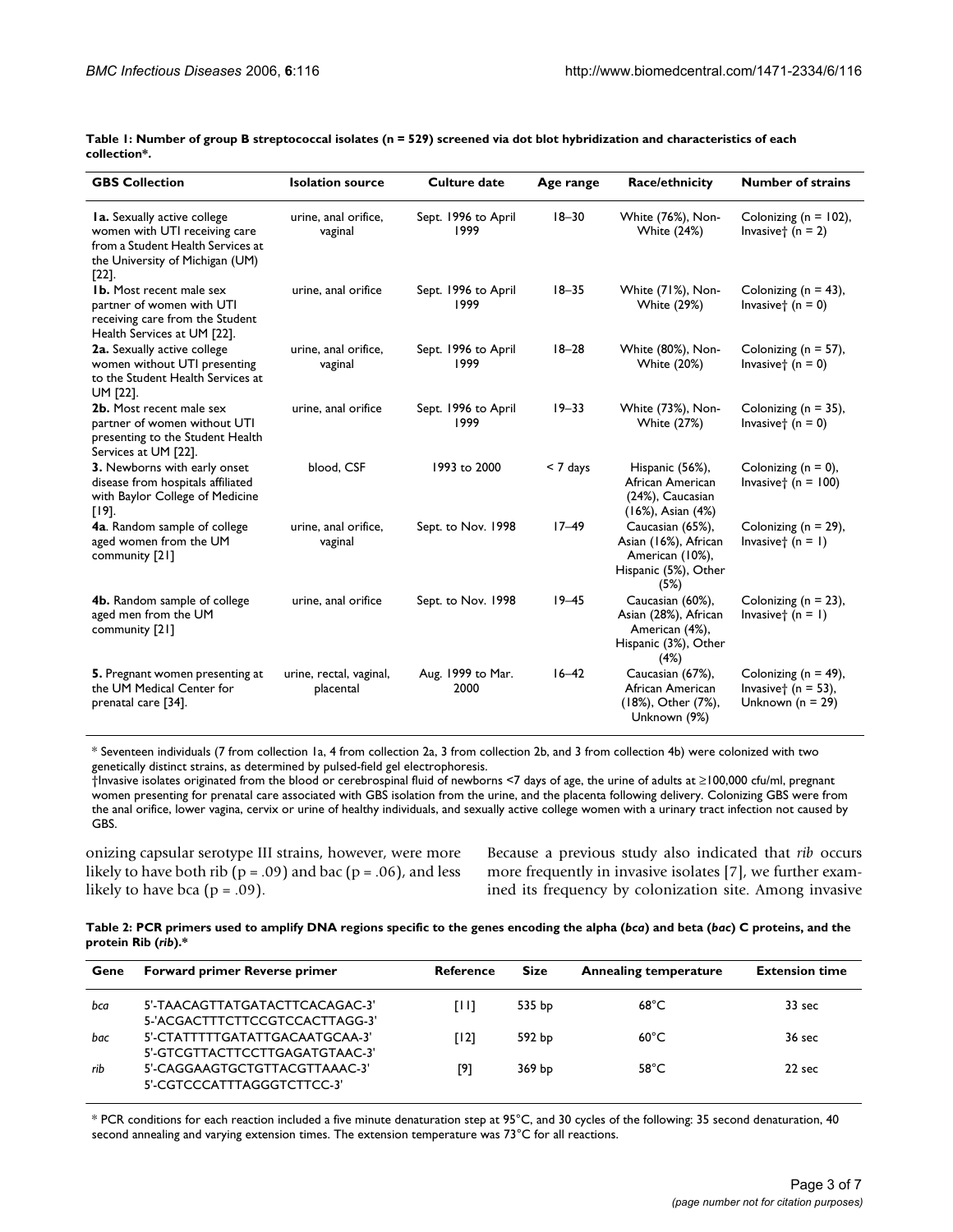**Table 1: Number of group B streptococcal isolates (n = 529) screened via dot blot hybridization and characteristics of each collection*.**

| GBS Collection | Isolation source | Culture date | Age range | Race/ethnicity | Number of strains |
|---|---|---|---|---|---|
| **1a.** Sexually active college women with UTI receiving care from a Student Health Services at the University of Michigan (UM) [22]. | urine, anal orifice, vaginal | Sept. 1996 to April 1999 | 18–30 | White (76%), Non-White (24%) | Colonizing (n = 102), Invasive† (n = 2) |
| **1b.** Most recent male sex partner of women with UTI receiving care from the Student Health Services at UM [22]. | urine, anal orifice | Sept. 1996 to April 1999 | 18–35 | White (71%), Non-White (29%) | Colonizing (n = 43), Invasive† (n = 0) |
| **2a.** Sexually active college women without UTI presenting to the Student Health Services at UM [22]. | urine, anal orifice, vaginal | Sept. 1996 to April 1999 | 18–28 | White (80%), Non-White (20%) | Colonizing (n = 57), Invasive† (n = 0) |
| **2b.** Most recent male sex partner of women without UTI presenting to the Student Health Services at UM [22]. | urine, anal orifice | Sept. 1996 to April 1999 | 19–33 | White (73%), Non-White (27%) | Colonizing (n = 35), Invasive† (n = 0) |
| **3.** Newborns with early onset disease from hospitals affiliated with Baylor College of Medicine [19]. | blood, CSF | 1993 to 2000 | < 7 days | Hispanic (56%), African American (24%), Caucasian (16%), Asian (4%) | Colonizing (n = 0), Invasive† (n = 100) |
| **4a**. Random sample of college aged women from the UM community [21] | urine, anal orifice, vaginal | Sept. to Nov. 1998 | 17–49 | Caucasian (65%), Asian (16%), African American (10%), Hispanic (5%), Other (5%) | Colonizing (n = 29), Invasive† (n = 1) |
| **4b.** Random sample of college aged men from the UM community [21] | urine, anal orifice | Sept. to Nov. 1998 | 19–45 | Caucasian (60%), Asian (28%), African American (4%), Hispanic (3%), Other (4%) | Colonizing (n = 23), Invasive† (n = 1) |
| **5.** Pregnant women presenting at the UM Medical Center for prenatal care [34]. | urine, rectal, vaginal, placental | Aug. 1999 to Mar. 2000 | 16–42 | Caucasian (67%), African American (18%), Other (7%), Unknown (9%) | Colonizing (n = 49), Invasive† (n = 53), Unknown (n = 29) |

* Seventeen individuals (7 from collection 1a, 4 from collection 2a, 3 from collection 2b, and 3 from collection 4b) were colonized with two genetically distinct strains, as determined by pulsed-field gel electrophoresis.
†Invasive isolates originated from the blood or cerebrospinal fluid of newborns <7 days of age, the urine of adults at ≥100,000 cfu/ml, pregnant women presenting for prenatal care associated with GBS isolation from the urine, and the placenta following delivery. Colonizing GBS were from the anal orifice, lower vagina, cervix or urine of healthy individuals, and sexually active college women with a urinary tract infection not caused by GBS.

onizing capsular serotype III strains, however, were more likely to have both rib ($p = .09$) and bac ($p = .06$), and less likely to have bca ($p = .09$).

Because a previous study also indicated that *rib* occurs more frequently in invasive isolates [7], we further examined its frequency by colonization site. Among invasive

**Table 2: PCR primers used to amplify DNA regions specific to the genes encoding the alpha (*bca*) and beta (*bac*) C proteins, and the protein Rib (*rib*).***

| Gene | Forward primer Reverse primer | Reference | Size | Annealing temperature | Extension time |
|---|---|---|---|---|---|
| *bca* | 5'-TAACAGTTATGATACTTCACAGAC-3' 5-'ACGACTTTCTTCCGTCCACTTAGG-3' | [11] | 535 bp | 68°C | 33 sec |
| *bac* | 5'-CTATTTTTGATATTGACAATGCAA-3' 5'-GTCGTTACTTCCTTGAGATGTAAC-3' | [12] | 592 bp | 60°C | 36 sec |
| *rib* | 5'-CAGGAAGTGCTGTTACGTTAAAC-3' 5'-CGTCCCATTTAGGGTCTTCC-3' | [9] | 369 bp | 58°C | 22 sec |

* PCR conditions for each reaction included a five minute denaturation step at 95°C, and 30 cycles of the following: 35 second denaturation, 40 second annealing and varying extension times. The extension temperature was 73°C for all reactions.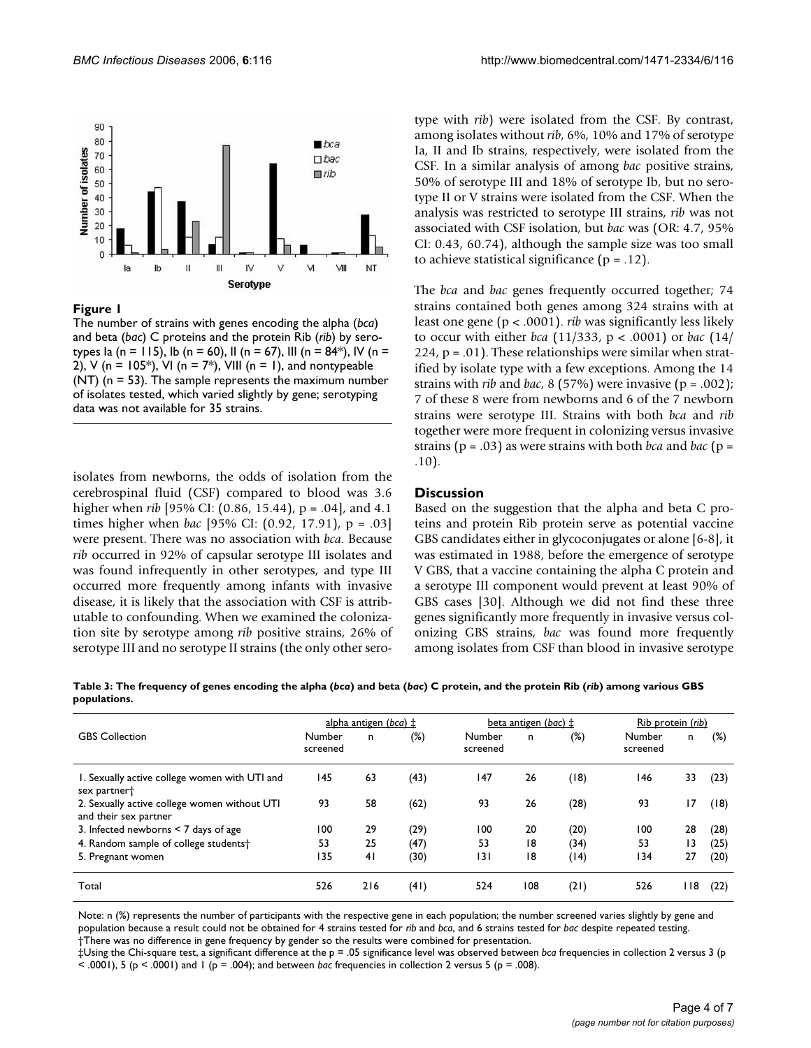**Figure 1**

The number of strains with genes encoding the alpha (*bca*) and beta (*bac*) C proteins and the protein Rib (*rib*) by serotypes Ia (n = 115), Ib (n = 60), II (n = 67), III (n = 84*), IV (n = 2), V (n = 105*), VI (n = 7*), VIII (n = 1), and nontypeable (NT) (n = 53). The sample represents the maximum number of isolates tested, which varied slightly by gene; serotyping data was not available for 35 strains.

isolates from newborns, the odds of isolation from the cerebrospinal fluid (CSF) compared to blood was 3.6 higher when *rib* [95% CI: (0.86, 15.44), p = .04], and 4.1 times higher when *bac* [95% CI: (0.92, 17.91), p = .03] were present. There was no association with *bca*. Because *rib* occurred in 92% of capsular serotype III isolates and was found infrequently in other serotypes, and type III occurred more frequently among infants with invasive disease, it is likely that the association with CSF is attributable to confounding. When we examined the colonization site by serotype among *rib* positive strains, 26% of serotype III and no serotype II strains (the only other serotype with *rib*) were isolated from the CSF. By contrast, among isolates without *rib*, 6%, 10% and 17% of serotype Ia, II and Ib strains, respectively, were isolated from the CSF. In a similar analysis of among *bac* positive strains, 50% of serotype III and 18% of serotype Ib, but no serotype II or V strains were isolated from the CSF. When the analysis was restricted to serotype III strains, *rib* was not associated with CSF isolation, but *bac* was (OR: 4.7, 95% CI: 0.43, 60.74), although the sample size was too small to achieve statistical significance (p = .12).

The *bca* and *bac* genes frequently occurred together; 74 strains contained both genes among 324 strains with at least one gene (p < .0001). *rib* was significantly less likely to occur with either *bca* (11/333, p < .0001) or *bac* (14/224, p = .01). These relationships were similar when stratified by isolate type with a few exceptions. Among the 14 strains with *rib* and *bac*, 8 (57%) were invasive (p = .002); 7 of these 8 were from newborns and 6 of the 7 newborn strains were serotype III. Strains with both *bca* and *rib* together were more frequent in colonizing versus invasive strains (p = .03) as were strains with both *bca* and *bac* (p = .10).

## Discussion

Based on the suggestion that the alpha and beta C proteins and protein Rib protein serve as potential vaccine GBS candidates either in glycoconjugates or alone [6-8], it was estimated in 1988, before the emergence of serotype V GBS, that a vaccine containing the alpha C protein and a serotype III component would prevent at least 90% of GBS cases [30]. Although we did not find these three genes significantly more frequently in invasive versus colonizing GBS strains, *bac* was found more frequently among isolates from CSF than blood in invasive serotype

**Table 3: The frequency of genes encoding the alpha (*bca*) and beta (*bac*) C protein, and the protein Rib (*rib*) among various GBS populations.**

| GBS Collection | alpha antigen (*bca*) ‡ | | | beta antigen (*bac*) ‡ | | | Rib protein (*rib*) | | |
|---|---|---|---|---|---|---|---|---|---|
| | Number screened | n | (%) | Number screened | n | (%) | Number screened | n | (%) |
| 1. Sexually active college women with UTI and sex partner† | 145 | 63 | (43) | 147 | 26 | (18) | 146 | 33 | (23) |
| 2. Sexually active college women without UTI and their sex partner | 93 | 58 | (62) | 93 | 26 | (28) | 93 | 17 | (18) |
| 3. Infected newborns < 7 days of age | 100 | 29 | (29) | 100 | 20 | (20) | 100 | 28 | (28) |
| 4. Random sample of college students† | 53 | 25 | (47) | 53 | 18 | (34) | 53 | 13 | (25) |
| 5. Pregnant women | 135 | 41 | (30) | 131 | 18 | (14) | 134 | 27 | (20) |
| Total | 526 | 216 | (41) | 524 | 108 | (21) | 526 | 118 | (22) |

Note: n (%) represents the number of participants with the respective gene in each population; the number screened varies slightly by gene and population because a result could not be obtained for 4 strains tested for *rib* and *bca*, and 6 strains tested for *bac* despite repeated testing.
†There was no difference in gene frequency by gender so the results were combined for presentation.
‡Using the Chi-square test, a significant difference at the p = .05 significance level was observed between *bca* frequencies in collection 2 versus 3 (p < .0001), 5 (p < .0001) and 1 (p = .004); and between *bac* frequencies in collection 2 versus 5 (p = .008).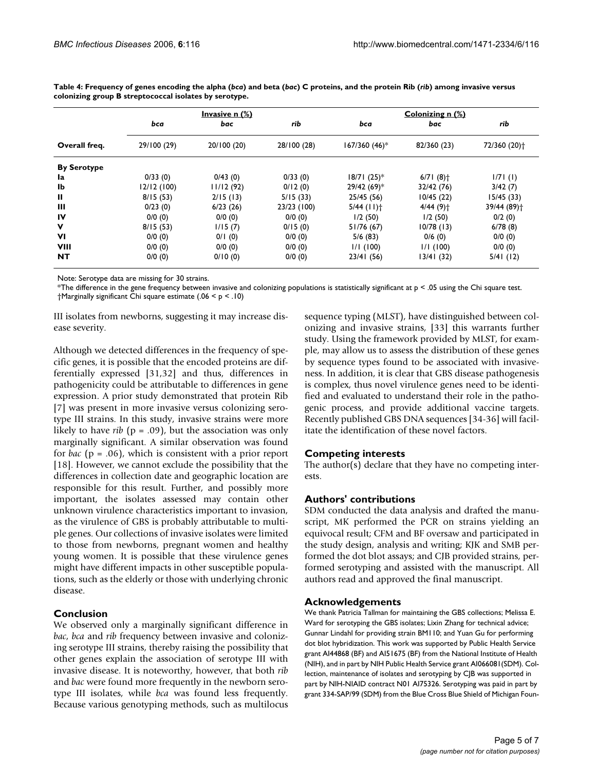**Table 4: Frequency of genes encoding the alpha (*bca*) and beta (*bac*) C proteins, and the protein Rib (*rib*) among invasive versus colonizing group B streptococcal isolates by serotype.**

| | Invasive n (%) | | | Colonizing n (%) | | |
|---|---|---|---|---|---|---|
| | *bca* | *bac* | *rib* | *bca* | *bac* | *rib* |
| **Overall freq.** | 29/100 (29) | 20/100 (20) | 28/100 (28) | 167/360 (46)* | 82/360 (23) | 72/360 (20)† |
| **By Serotype** | | | | | | |
| **Ia** | 0/33 (0) | 0/43 (0) | 0/33 (0) | 18/71 (25)* | 6/71 (8)† | 1/71 (1) |
| **Ib** | 12/12 (100) | 11/12 (92) | 0/12 (0) | 29/42 (69)* | 32/42 (76) | 3/42 (7) |
| **II** | 8/15 (53) | 2/15 (13) | 5/15 (33) | 25/45 (56) | 10/45 (22) | 15/45 (33) |
| **III** | 0/23 (0) | 6/23 (26) | 23/23 (100) | 5/44 (11)† | 4/44 (9)† | 39/44 (89)† |
| **IV** | 0/0 (0) | 0/0 (0) | 0/0 (0) | 1/2 (50) | 1/2 (50) | 0/2 (0) |
| **V** | 8/15 (53) | 1/15 (7) | 0/15 (0) | 51/76 (67) | 10/78 (13) | 6/78 (8) |
| **VI** | 0/0 (0) | 0/1 (0) | 0/0 (0) | 5/6 (83) | 0/6 (0) | 0/0 (0) |
| **VIII** | 0/0 (0) | 0/0 (0) | 0/0 (0) | 1/1 (100) | 1/1 (100) | 0/0 (0) |
| **NT** | 0/0 (0) | 0/10 (0) | 0/0 (0) | 23/41 (56) | 13/41 (32) | 5/41 (12) |

Note: Serotype data are missing for 30 strains.

*The difference in the gene frequency between invasive and colonizing populations is statistically significant at $p < .05$ using the Chi square test.

†Marginally significant Chi square estimate ($.06 < p < .10$)

III isolates from newborns, suggesting it may increase disease severity.

Although we detected differences in the frequency of specific genes, it is possible that the encoded proteins are differentially expressed [31,32] and thus, differences in pathogenicity could be attributable to differences in gene expression. A prior study demonstrated that protein Rib [7] was present in more invasive versus colonizing serotype III strains. In this study, invasive strains were more likely to have *rib* ($p = .09$), but the association was only marginally significant. A similar observation was found for *bac* ($p = .06$), which is consistent with a prior report [18]. However, we cannot exclude the possibility that the differences in collection date and geographic location are responsible for this result. Further, and possibly more important, the isolates assessed may contain other unknown virulence characteristics important to invasion, as the virulence of GBS is probably attributable to multiple genes. Our collections of invasive isolates were limited to those from newborns, pregnant women and healthy young women. It is possible that these virulence genes might have different impacts in other susceptible populations, such as the elderly or those with underlying chronic disease.

## Conclusion

We observed only a marginally significant difference in *bac*, *bca* and *rib* frequency between invasive and colonizing serotype III strains, thereby raising the possibility that other genes explain the association of serotype III with invasive disease. It is noteworthy, however, that both *rib* and *bac* were found more frequently in the newborn serotype III isolates, while *bca* was found less frequently. Because various genotyping methods, such as multilocus sequence typing (MLST), have distinguished between colonizing and invasive strains, [33] this warrants further study. Using the framework provided by MLST, for example, may allow us to assess the distribution of these genes by sequence types found to be associated with invasiveness. In addition, it is clear that GBS disease pathogenesis is complex, thus novel virulence genes need to be identified and evaluated to understand their role in the pathogenic process, and provide additional vaccine targets. Recently published GBS DNA sequences [34-36] will facilitate the identification of these novel factors.

## Competing interests

The author(s) declare that they have no competing interests.

## Authors' contributions

SDM conducted the data analysis and drafted the manuscript, MK performed the PCR on strains yielding an equivocal result; CFM and BF oversaw and participated in the study design, analysis and writing; KJK and SMB performed the dot blot assays; and CJB provided strains, performed serotyping and assisted with the manuscript. All authors read and approved the final manuscript.

## Acknowledgements

We thank Patricia Tallman for maintaining the GBS collections; Melissa E. Ward for serotyping the GBS isolates; Lixin Zhang for technical advice; Gunnar Lindahl for providing strain BM110; and Yuan Gu for performing dot blot hybridization. This work was supported by Public Health Service grant AI44868 (BF) and AI51675 (BF) from the National Institute of Health (NIH), and in part by NIH Public Health Service grant AI066081(SDM). Collection, maintenance of isolates and serotyping by CJB was supported in part by NIH-NIAID contract N01 AI75326. Serotyping was paid in part by grant 334-SAP/99 (SDM) from the Blue Cross Blue Shield of Michigan Foun-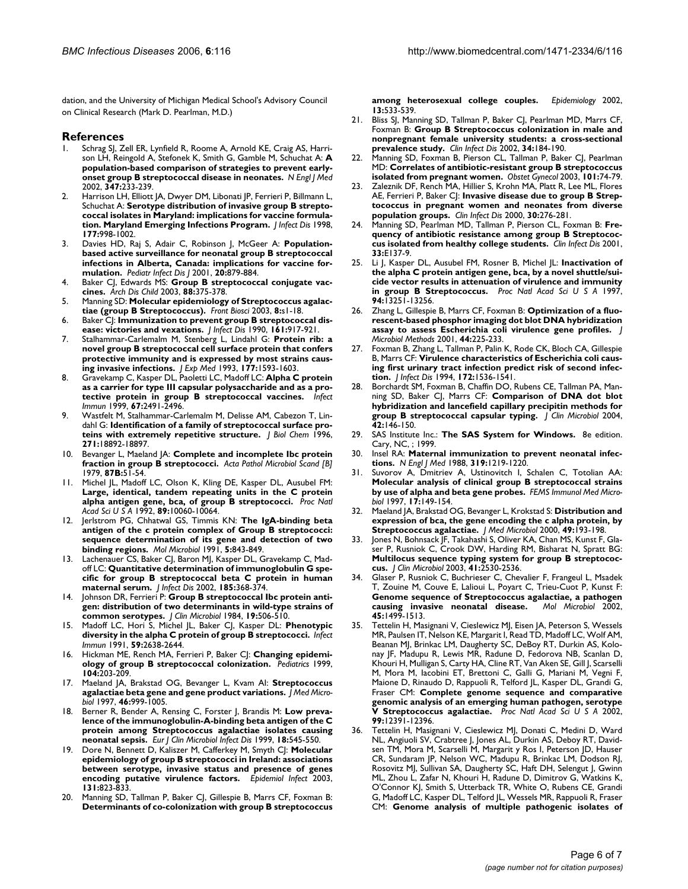dation, and the University of Michigan Medical School's Advisory Council on Clinical Research (Mark D. Pearlman, M.D.)

## References

1. Schrag SJ, Zell ER, Lynfield R, Roome A, Arnold KE, Craig AS, Harrison LH, Reingold A, Stefonek K, Smith G, Gamble M, Schuchat A: **A population-based comparison of strategies to prevent early-onset group B streptococcal disease in neonates.** *N Engl J Med* 2002, **347:**233-239.
2. Harrison LH, Elliott JA, Dwyer DM, Libonati JP, Ferrieri P, Billmann L, Schuchat A: **Serotype distribution of invasive group B streptococcal isolates in Maryland: implications for vaccine formulation. Maryland Emerging Infections Program.** *J Infect Dis* 1998, **177:**998-1002.
3. Davies HD, Raj S, Adair C, Robinson J, McGeer A: **Population-based active surveillance for neonatal group B streptococcal infections in Alberta, Canada: implications for vaccine formulation.** *Pediatr Infect Dis J* 2001, **20:**879-884.
4. Baker CJ, Edwards MS: **Group B streptococcal conjugate vaccines.** *Arch Dis Child* 2003, **88:**375-378.
5. Manning SD: **Molecular epidemiology of Streptococcus agalactiae (group B Streptococcus).** *Front Biosci* 2003, **8:**s1-18.
6. Baker CJ: **Immunization to prevent group B streptococcal disease: victories and vexations.** *J Infect Dis* 1990, **161:**917-921.
7. Stalhammar-Carlemalm M, Stenberg L, Lindahl G: **Protein rib: a novel group B streptococcal cell surface protein that confers protective immunity and is expressed by most strains causing invasive infections.** *J Exp Med* 1993, **177:**1593-1603.
8. Gravekamp C, Kasper DL, Paoletti LC, Madoff LC: **Alpha C protein as a carrier for type III capsular polysaccharide and as a protective protein in group B streptococcal vaccines.** *Infect Immun* 1999, **67:**2491-2496.
9. Wastfelt M, Stalhammar-Carlemalm M, Delisse AM, Cabezon T, Lindahl G: **Identification of a family of streptococcal surface proteins with extremely repetitive structure.** *J Biol Chem* 1996, **271:**18892-18897.
10. Bevanger L, Maeland JA: **Complete and incomplete Ibc protein fraction in group B streptococci.** *Acta Pathol Microbiol Scand [B]* 1979, **87B:**51-54.
11. Michel JL, Madoff LC, Olson K, Kling DE, Kasper DL, Ausubel FM: **Large, identical, tandem repeating units in the C protein alpha antigen gene, bca, of group B streptococci.** *Proc Natl Acad Sci U S A* 1992, **89:**10060-10064.
12. Jerlstrom PG, Chhatwal GS, Timmis KN: **The IgA-binding beta antigen of the c protein complex of Group B streptococci: sequence determination of its gene and detection of two binding regions.** *Mol Microbiol* 1991, **5:**843-849.
13. Lachenauer CS, Baker CJ, Baron MJ, Kasper DL, Gravekamp C, Madoff LC: **Quantitative determination of immunoglobulin G specific for group B streptococcal beta C protein in human maternal serum.** *J Infect Dis* 2002, **185:**368-374.
14. Johnson DR, Ferrieri P: **Group B streptococcal Ibc protein antigen: distribution of two determinants in wild-type strains of common serotypes.** *J Clin Microbiol* 1984, **19:**506-510.
15. Madoff LC, Hori S, Michel JL, Baker CJ, Kasper DL: **Phenotypic diversity in the alpha C protein of group B streptococci.** *Infect Immun* 1991, **59:**2638-2644.
16. Hickman ME, Rench MA, Ferrieri P, Baker CJ: **Changing epidemiology of group B streptococcal colonization.** *Pediatrics* 1999, **104:**203-209.
17. Maeland JA, Brakstad OG, Bevanger L, Kvam AI: **Streptococcus agalactiae beta gene and gene product variations.** *J Med Microbiol* 1997, **46:**999-1005.
18. Berner R, Bender A, Rensing C, Forster J, Brandis M: **Low prevalence of the immunoglobulin-A-binding beta antigen of the C protein among Streptococcus agalactiae isolates causing neonatal sepsis.** *Eur J Clin Microbiol Infect Dis* 1999, **18:**545-550.
19. Dore N, Bennett D, Kaliszer M, Cafferkey M, Smyth CJ: **Molecular epidemiology of group B streptococci in Ireland: associations between serotype, invasive status and presence of genes encoding putative virulence factors.** *Epidemiol Infect* 2003, **131:**823-833.
20. Manning SD, Tallman P, Baker CJ, Gillespie B, Marrs CF, Foxman B: **Determinants of co-colonization with group B streptococcus among heterosexual college couples.** *Epidemiology* 2002, **13:**533-539.
21. Bliss SJ, Manning SD, Tallman P, Baker CJ, Pearlman MD, Marrs CF, Foxman B: **Group B Streptococcus colonization in male and nonpregnant female university students: a cross-sectional prevalence study.** *Clin Infect Dis* 2002, **34:**184-190.
22. Manning SD, Foxman B, Pierson CL, Tallman P, Baker CJ, Pearlman MD: **Correlates of antibiotic-resistant group B streptococcus isolated from pregnant women.** *Obstet Gynecol* 2003, **101:**74-79.
23. Zaleznik DF, Rench MA, Hillier S, Krohn MA, Platt R, Lee ML, Flores AE, Ferrieri P, Baker CJ: **Invasive disease due to group B Streptococcus in pregnant women and neonates from diverse population groups.** *Clin Infect Dis* 2000, **30:**276-281.
24. Manning SD, Pearlman MD, Tallman P, Pierson CL, Foxman B: **Frequency of antibiotic resistance among group B Streptococcus isolated from healthy college students.** *Clin Infect Dis* 2001, **33:**E137-9.
25. Li J, Kasper DL, Ausubel FM, Rosner B, Michel JL: **Inactivation of the alpha C protein antigen gene, bca, by a novel shuttle/suicide vector results in attenuation of virulence and immunity in group B Streptococcus.** *Proc Natl Acad Sci U S A* 1997, **94:**13251-13256.
26. Zhang L, Gillespie B, Marrs CF, Foxman B: **Optimization of a fluorescent-based phosphor imaging dot blot DNA hybridization assay to assess Escherichia coli virulence gene profiles.** *J Microbiol Methods* 2001, **44:**225-233.
27. Foxman B, Zhang L, Tallman P, Palin K, Rode CK, Bloch CA, Gillespie B, Marrs CF: **Virulence characteristics of Escherichia coli causing first urinary tract infection predict risk of second infection.** *J Infect Dis* 1994, **172:**1536-1541.
28. Borchardt SM, Foxman B, Chaffin DO, Rubens CE, Tallman PA, Manning SD, Baker CJ, Marrs CF: **Comparison of DNA dot blot hybridization and lancefield capillary precipitin methods for group B streptococcal capsular typing.** *J Clin Microbiol* 2004, **42:**146-150.
29. SAS Institute Inc.: **The SAS System for Windows.** 8e edition. Cary, NC, ; 1999.
30. Insel RA: **Maternal immunization to prevent neonatal infections.** *N Engl J Med* 1988, **319:**1219-1220.
31. Suvorov A, Dmitriev A, Ustinovitch I, Schalen C, Totolian AA: **Molecular analysis of clinical group B streptococcal strains by use of alpha and beta gene probes.** *FEMS Immunol Med Microbiol* 1997, **17:**149-154.
32. Maeland JA, Brakstad OG, Bevanger L, Krokstad S: **Distribution and expression of bca, the gene encoding the c alpha protein, by Streptococcus agalactiae.** *J Med Microbiol* 2000, **49:**193-198.
33. Jones N, Bohnsack JF, Takahashi S, Oliver KA, Chan MS, Kunst F, Glaser P, Rusniok C, Crook DW, Harding RM, Bisharat N, Spratt BG: **Multilocus sequence typing system for group B streptococcus.** *J Clin Microbiol* 2003, **41:**2530-2536.
34. Glaser P, Rusniok C, Buchrieser C, Chevalier F, Frangeul L, Msadek T, Zouine M, Couve E, Lalioui L, Poyart C, Trieu-Cuot P, Kunst F: **Genome sequence of Streptococcus agalactiae, a pathogen causing invasive neonatal disease.** *Mol Microbiol* 2002, **45:**1499-1513.
35. Tettelin H, Masignani V, Cieslewicz MJ, Eisen JA, Peterson S, Wessels MR, Paulsen IT, Nelson KE, Margarit I, Read TD, Madoff LC, Wolf AM, Beanan MJ, Brinkac LM, Daugherty SC, DeBoy RT, Durkin AS, Kolonay JF, Madupu R, Lewis MR, Radune D, Fedorova NB, Scanlan D, Khouri H, Mulligan S, Carty HA, Cline RT, Van Aken SE, Gill J, Scarselli M, Mora M, Iacobini ET, Brettoni C, Galli G, Mariani M, Vegni F, Maione D, Rinaudo D, Rappuoli R, Telford JL, Kasper DL, Grandi G, Fraser CM: **Complete genome sequence and comparative genomic analysis of an emerging human pathogen, serotype V Streptococcus agalactiae.** *Proc Natl Acad Sci U S A* 2002, **99:**12391-12396.
36. Tettelin H, Masignani V, Cieslewicz MJ, Donati C, Medini D, Ward NL, Angiuoli SV, Crabtree J, Jones AL, Durkin AS, Deboy RT, Davidsen TM, Mora M, Scarselli M, Margarit y Ros I, Peterson JD, Hauser CR, Sundaram JP, Nelson WC, Madupu R, Brinkac LM, Dodson RJ, Rosovitz MJ, Sullivan SA, Daugherty SC, Haft DH, Selengut J, Gwinn ML, Zhou L, Zafar N, Khouri H, Radune D, Dimitrov G, Watkins K, O'Connor KJ, Smith S, Utterback TR, White O, Rubens CE, Grandi G, Madoff LC, Kasper DL, Telford JL, Wessels MR, Rappuoli R, Fraser CM: **Genome analysis of multiple pathogenic isolates of**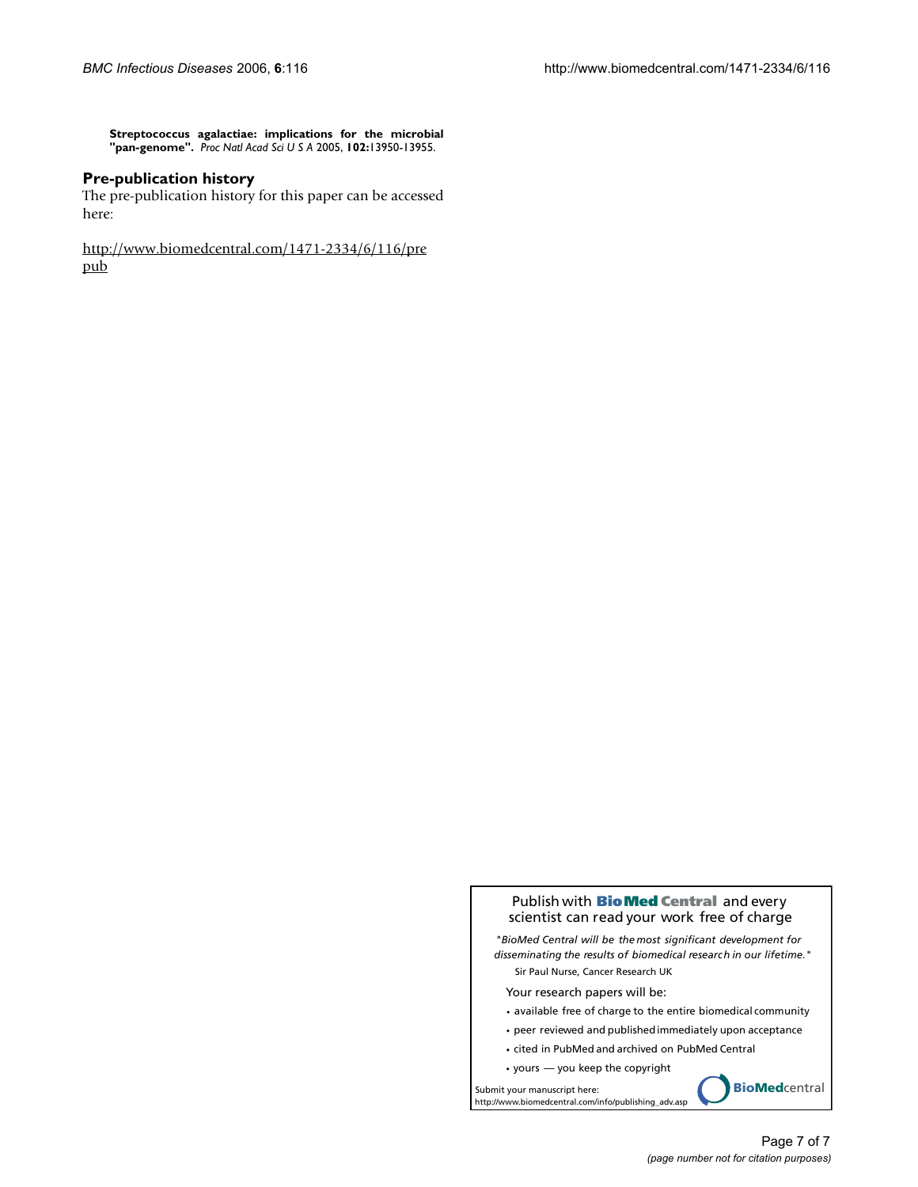**Streptococcus agalactiae: implications for the microbial "pan-genome".** *Proc Natl Acad Sci U S A* 2005, **102:**13950-13955.

## Pre-publication history

The pre-publication history for this paper can be accessed here:

http://www.biomedcentral.com/1471-2334/6/116/prepub

Publish with **BioMed Central** and every scientist can read your work free of charge

*"BioMed Central will be the most significant development for disseminating the results of biomedical research in our lifetime."*

Sir Paul Nurse, Cancer Research UK

Your research papers will be:

- available free of charge to the entire biomedical community
- peer reviewed and published immediately upon acceptance
- cited in PubMed and archived on PubMed Central
- yours — you keep the copyright

Submit your manuscript here:
http://www.biomedcentral.com/info/publishing_adv.asp

**BioMed**central